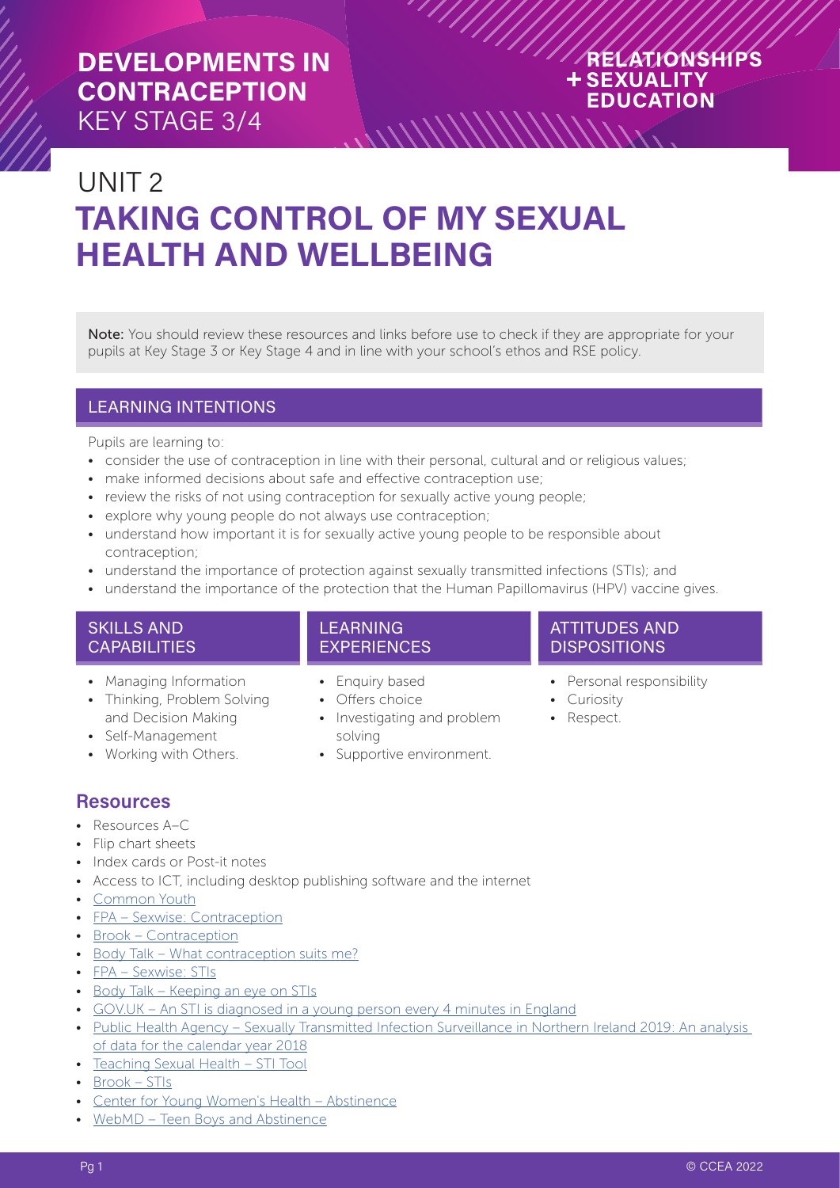# DEVELOPMENTS IN CONTRACEPTION
KEY STAGE 3/4

RELATIONSHIPS + SEXUALITY EDUCATION

# UNIT 2
# TAKING CONTROL OF MY SEXUAL HEALTH AND WELLBEING

**Note:** You should review these resources and links before use to check if they are appropriate for your pupils at Key Stage 3 or Key Stage 4 and in line with your school's ethos and RSE policy.

## LEARNING INTENTIONS

Pupils are learning to:

- consider the use of contraception in line with their personal, cultural and or religious values;
- make informed decisions about safe and effective contraception use;
- review the risks of not using contraception for sexually active young people;
- explore why young people do not always use contraception;
- understand how important it is for sexually active young people to be responsible about contraception;
- understand the importance of protection against sexually transmitted infections (STIs); and
- understand the importance of the protection that the Human Papillomavirus (HPV) vaccine gives.

## SKILLS AND CAPABILITIES

- Managing Information
- Thinking, Problem Solving and Decision Making
- Self-Management
- Working with Others.

## LEARNING EXPERIENCES

- Enquiry based
- Offers choice
- Investigating and problem solving
- Supportive environment.

## ATTITUDES AND DISPOSITIONS

- Personal responsibility
- Curiosity
- Respect.

## Resources

- Resources A–C
- Flip chart sheets
- Index cards or Post-it notes
- Access to ICT, including desktop publishing software and the internet
- Common Youth
- FPA – Sexwise: Contraception
- Brook – Contraception
- Body Talk – What contraception suits me?
- FPA – Sexwise: STIs
- Body Talk – Keeping an eye on STIs
- GOV.UK – An STI is diagnosed in a young person every 4 minutes in England
- Public Health Agency – Sexually Transmitted Infection Surveillance in Northern Ireland 2019: An analysis of data for the calendar year 2018
- Teaching Sexual Health – STI Tool
- Brook – STIs
- Center for Young Women's Health – Abstinence
- WebMD – Teen Boys and Abstinence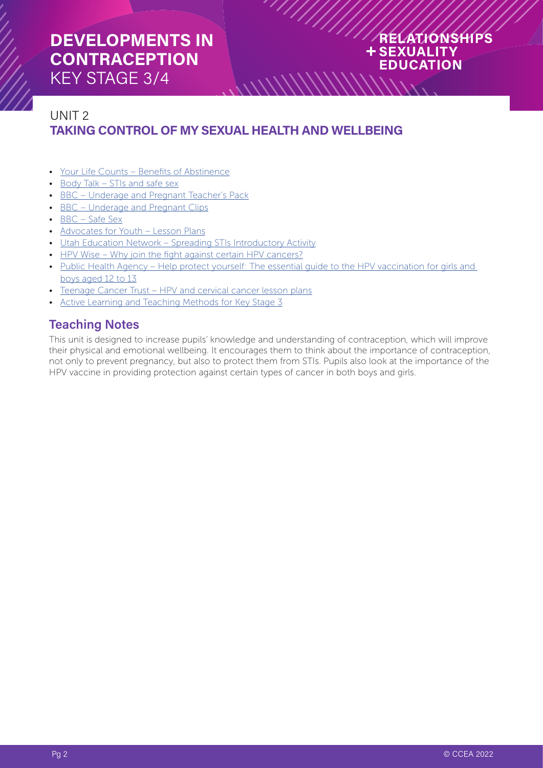## UNIT 2
## TAKING CONTROL OF MY SEXUAL HEALTH AND WELLBEING

- Your Life Counts – Benefits of Abstinence
- Body Talk – STIs and safe sex
- BBC – Underage and Pregnant Teacher's Pack
- BBC – Underage and Pregnant Clips
- BBC – Safe Sex
- Advocates for Youth – Lesson Plans
- Utah Education Network – Spreading STIs Introductory Activity
- HPV Wise – Why join the fight against certain HPV cancers?
- Public Health Agency – Help protect yourself: The essential guide to the HPV vaccination for girls and boys aged 12 to 13
- Teenage Cancer Trust – HPV and cervical cancer lesson plans
- Active Learning and Teaching Methods for Key Stage 3

### Teaching Notes

This unit is designed to increase pupils' knowledge and understanding of contraception, which will improve their physical and emotional wellbeing. It encourages them to think about the importance of contraception, not only to prevent pregnancy, but also to protect them from STIs. Pupils also look at the importance of the HPV vaccine in providing protection against certain types of cancer in both boys and girls.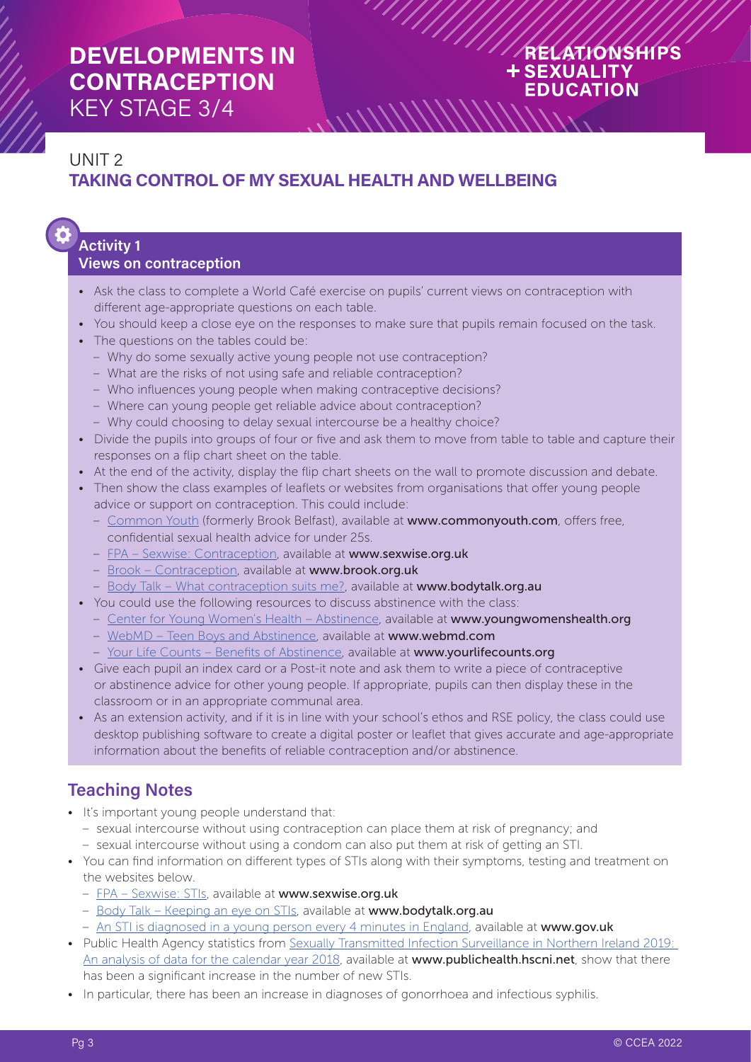# DEVELOPMENTS IN CONTRACEPTION
KEY STAGE 3/4

## UNIT 2
## TAKING CONTROL OF MY SEXUAL HEALTH AND WELLBEING

### Activity 1
**Views on contraception**

- Ask the class to complete a World Café exercise on pupils' current views on contraception with different age-appropriate questions on each table.
- You should keep a close eye on the responses to make sure that pupils remain focused on the task.
- The questions on the tables could be:
  - Why do some sexually active young people not use contraception?
  - What are the risks of not using safe and reliable contraception?
  - Who influences young people when making contraceptive decisions?
  - Where can young people get reliable advice about contraception?
  - Why could choosing to delay sexual intercourse be a healthy choice?
- Divide the pupils into groups of four or five and ask them to move from table to table and capture their responses on a flip chart sheet on the table.
- At the end of the activity, display the flip chart sheets on the wall to promote discussion and debate.
- Then show the class examples of leaflets or websites from organisations that offer young people advice or support on contraception. This could include:
  - Common Youth (formerly Brook Belfast), available at **www.commonyouth.com**, offers free, confidential sexual health advice for under 25s.
  - FPA – Sexwise: Contraception, available at **www.sexwise.org.uk**
  - Brook – Contraception, available at **www.brook.org.uk**
  - Body Talk – What contraception suits me?, available at **www.bodytalk.org.au**
- You could use the following resources to discuss abstinence with the class:
  - Center for Young Women's Health – Abstinence, available at **www.youngwomenshealth.org**
  - WebMD – Teen Boys and Abstinence, available at **www.webmd.com**
  - Your Life Counts – Benefits of Abstinence, available at **www.yourlifecounts.org**
- Give each pupil an index card or a Post-it note and ask them to write a piece of contraceptive or abstinence advice for other young people. If appropriate, pupils can then display these in the classroom or in an appropriate communal area.
- As an extension activity, and if it is in line with your school's ethos and RSE policy, the class could use desktop publishing software to create a digital poster or leaflet that gives accurate and age-appropriate information about the benefits of reliable contraception and/or abstinence.

## Teaching Notes

- It's important young people understand that:
  - sexual intercourse without using contraception can place them at risk of pregnancy; and
  - sexual intercourse without using a condom can also put them at risk of getting an STI.
- You can find information on different types of STIs along with their symptoms, testing and treatment on the websites below.
  - FPA – Sexwise: STIs, available at **www.sexwise.org.uk**
  - Body Talk – Keeping an eye on STIs, available at **www.bodytalk.org.au**
  - An STI is diagnosed in a young person every 4 minutes in England, available at **www.gov.uk**
- Public Health Agency statistics from Sexually Transmitted Infection Surveillance in Northern Ireland 2019: An analysis of data for the calendar year 2018, available at **www.publichealth.hscni.net**, show that there has been a significant increase in the number of new STIs.
- In particular, there has been an increase in diagnoses of gonorrhoea and infectious syphilis.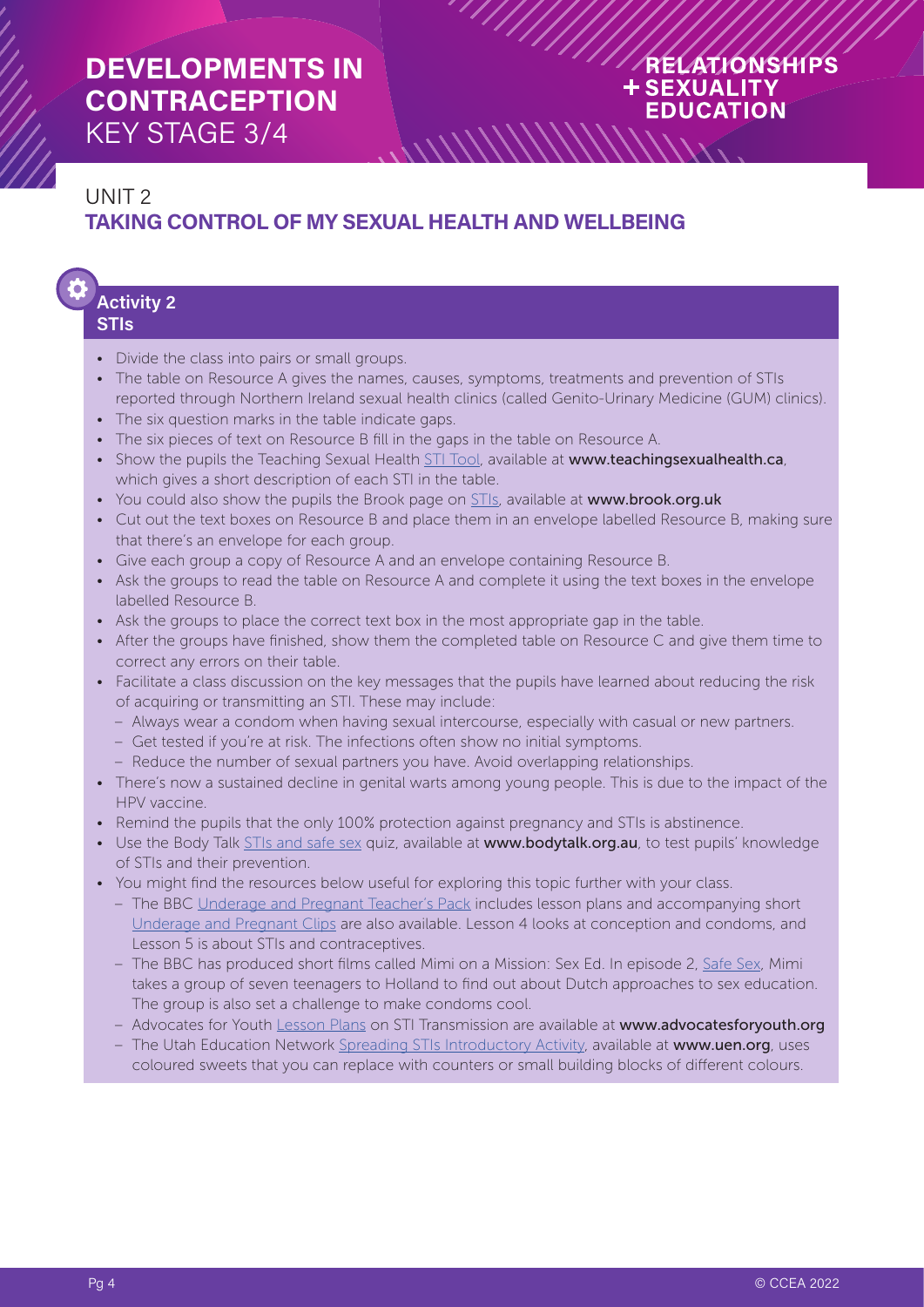# DEVELOPMENTS IN CONTRACEPTION

KEY STAGE 3/4

RELATIONSHIPS + SEXUALITY EDUCATION

## UNIT 2

## TAKING CONTROL OF MY SEXUAL HEALTH AND WELLBEING

### Activity 2
### STIs

- Divide the class into pairs or small groups.
- The table on Resource A gives the names, causes, symptoms, treatments and prevention of STIs reported through Northern Ireland sexual health clinics (called Genito-Urinary Medicine (GUM) clinics).
- The six question marks in the table indicate gaps.
- The six pieces of text on Resource B fill in the gaps in the table on Resource A.
- Show the pupils the Teaching Sexual Health STI Tool, available at **www.teachingsexualhealth.ca**, which gives a short description of each STI in the table.
- You could also show the pupils the Brook page on STIs, available at **www.brook.org.uk**
- Cut out the text boxes on Resource B and place them in an envelope labelled Resource B, making sure that there's an envelope for each group.
- Give each group a copy of Resource A and an envelope containing Resource B.
- Ask the groups to read the table on Resource A and complete it using the text boxes in the envelope labelled Resource B.
- Ask the groups to place the correct text box in the most appropriate gap in the table.
- After the groups have finished, show them the completed table on Resource C and give them time to correct any errors on their table.
- Facilitate a class discussion on the key messages that the pupils have learned about reducing the risk of acquiring or transmitting an STI. These may include:
  - Always wear a condom when having sexual intercourse, especially with casual or new partners.
  - Get tested if you're at risk. The infections often show no initial symptoms.
  - Reduce the number of sexual partners you have. Avoid overlapping relationships.
- There's now a sustained decline in genital warts among young people. This is due to the impact of the HPV vaccine.
- Remind the pupils that the only 100% protection against pregnancy and STIs is abstinence.
- Use the Body Talk STIs and safe sex quiz, available at **www.bodytalk.org.au**, to test pupils' knowledge of STIs and their prevention.
- You might find the resources below useful for exploring this topic further with your class.
  - The BBC Underage and Pregnant Teacher's Pack includes lesson plans and accompanying short Underage and Pregnant Clips are also available. Lesson 4 looks at conception and condoms, and Lesson 5 is about STIs and contraceptives.
  - The BBC has produced short films called Mimi on a Mission: Sex Ed. In episode 2, Safe Sex, Mimi takes a group of seven teenagers to Holland to find out about Dutch approaches to sex education. The group is also set a challenge to make condoms cool.
  - Advocates for Youth Lesson Plans on STI Transmission are available at **www.advocatesforyouth.org**
  - The Utah Education Network Spreading STIs Introductory Activity, available at **www.uen.org**, uses coloured sweets that you can replace with counters or small building blocks of different colours.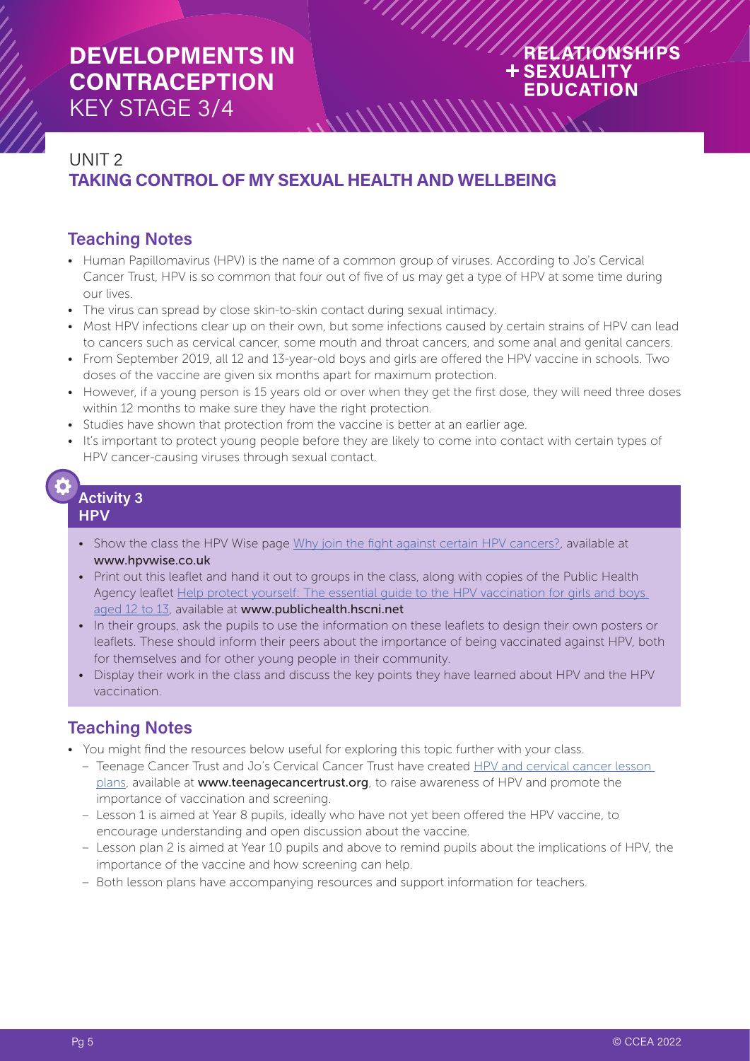# DEVELOPMENTS IN CONTRACEPTION KEY STAGE 3/4

RELATIONSHIPS + SEXUALITY EDUCATION

## UNIT 2
## TAKING CONTROL OF MY SEXUAL HEALTH AND WELLBEING

### Teaching Notes

- Human Papillomavirus (HPV) is the name of a common group of viruses. According to Jo's Cervical Cancer Trust, HPV is so common that four out of five of us may get a type of HPV at some time during our lives.
- The virus can spread by close skin-to-skin contact during sexual intimacy.
- Most HPV infections clear up on their own, but some infections caused by certain strains of HPV can lead to cancers such as cervical cancer, some mouth and throat cancers, and some anal and genital cancers.
- From September 2019, all 12 and 13-year-old boys and girls are offered the HPV vaccine in schools. Two doses of the vaccine are given six months apart for maximum protection.
- However, if a young person is 15 years old or over when they get the first dose, they will need three doses within 12 months to make sure they have the right protection.
- Studies have shown that protection from the vaccine is better at an earlier age.
- It's important to protect young people before they are likely to come into contact with certain types of HPV cancer-causing viruses through sexual contact.

### Activity 3
### HPV

- Show the class the HPV Wise page Why join the fight against certain HPV cancers?, available at **www.hpvwise.co.uk**
- Print out this leaflet and hand it out to groups in the class, along with copies of the Public Health Agency leaflet Help protect yourself: The essential guide to the HPV vaccination for girls and boys aged 12 to 13, available at **www.publichealth.hscni.net**
- In their groups, ask the pupils to use the information on these leaflets to design their own posters or leaflets. These should inform their peers about the importance of being vaccinated against HPV, both for themselves and for other young people in their community.
- Display their work in the class and discuss the key points they have learned about HPV and the HPV vaccination.

### Teaching Notes

- You might find the resources below useful for exploring this topic further with your class.
  - Teenage Cancer Trust and Jo's Cervical Cancer Trust have created HPV and cervical cancer lesson plans, available at **www.teenagecancertrust.org**, to raise awareness of HPV and promote the importance of vaccination and screening.
  - Lesson 1 is aimed at Year 8 pupils, ideally who have not yet been offered the HPV vaccine, to encourage understanding and open discussion about the vaccine.
  - Lesson plan 2 is aimed at Year 10 pupils and above to remind pupils about the implications of HPV, the importance of the vaccine and how screening can help.
  - Both lesson plans have accompanying resources and support information for teachers.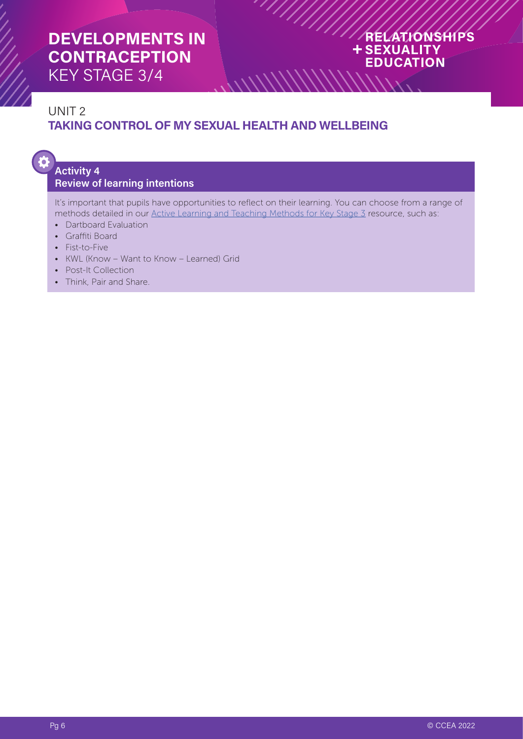## UNIT 2
## TAKING CONTROL OF MY SEXUAL HEALTH AND WELLBEING

### Activity 4
### Review of learning intentions

It's important that pupils have opportunities to reflect on their learning. You can choose from a range of methods detailed in our Active Learning and Teaching Methods for Key Stage 3 resource, such as:

- Dartboard Evaluation
- Graffiti Board
- Fist-to-Five
- KWL (Know – Want to Know – Learned) Grid
- Post-It Collection
- Think, Pair and Share.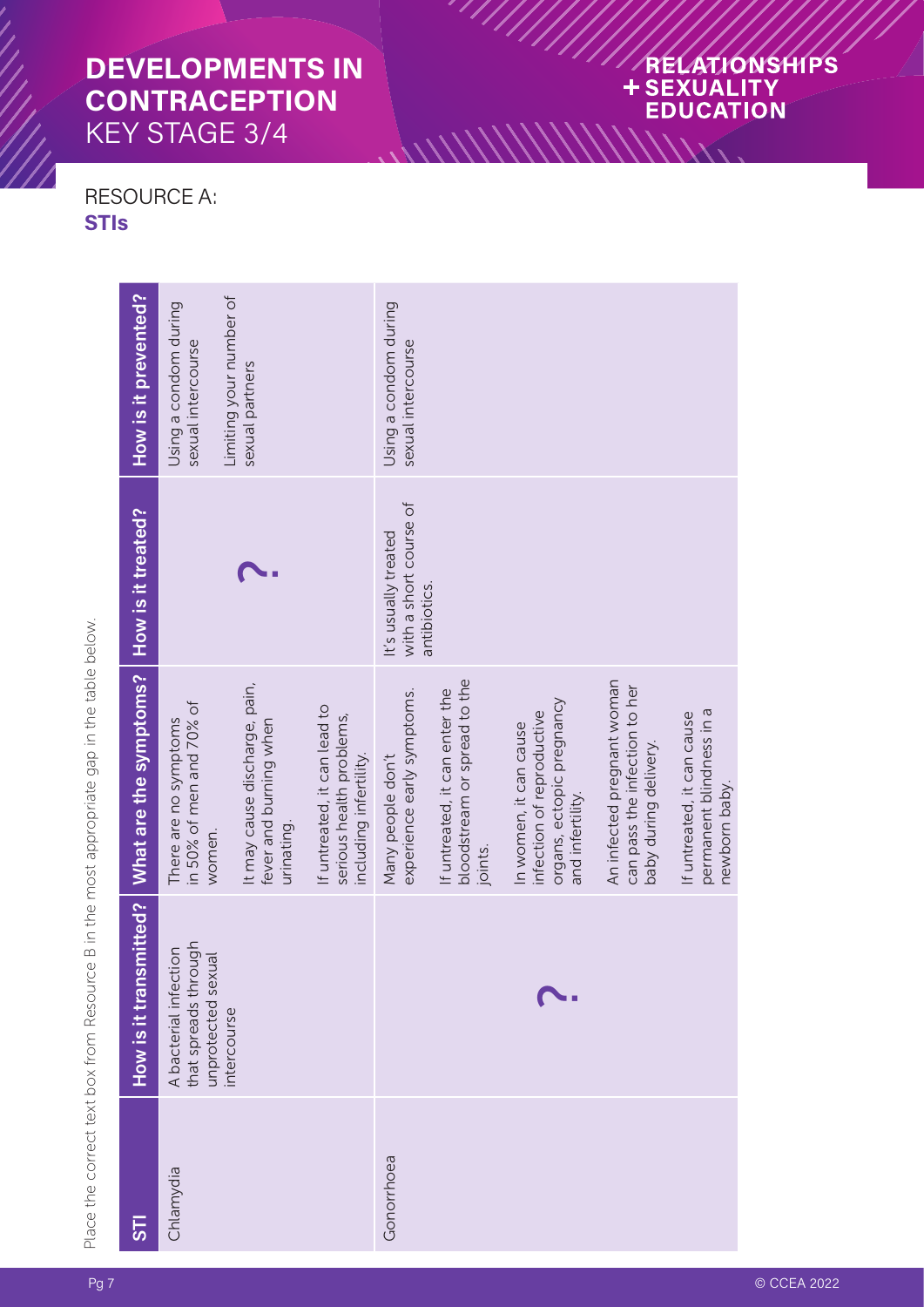# DEVELOPMENTS IN CONTRACEPTION
KEY STAGE 3/4

RELATIONSHIPS + SEXUALITY EDUCATION

## RESOURCE A: STIs

Place the correct text box from Resource B in the most appropriate gap in the table below.

| STI | How is it transmitted? | What are the symptoms? | How is it treated? | How is it prevented? |
|---|---|---|---|---|
| Chlamydia | A bacterial infection that spreads through unprotected sexual intercourse | There are no symptoms in 50% of men and 70% of women.<br><br>It may cause discharge, pain, fever and burning when urinating.<br><br>If untreated, it can lead to serious health problems, including infertility. | ? | Using a condom during sexual intercourse<br><br>Limiting your number of sexual partners |
| Gonorrhoea | ? | Many people don't experience early symptoms.<br><br>If untreated, it can enter the bloodstream or spread to the joints.<br><br>In women, it can cause infection of reproductive organs, ectopic pregnancy and infertility.<br><br>An infected pregnant woman can pass the infection to her baby during delivery.<br><br>If untreated, it can cause permanent blindness in a newborn baby. | It's usually treated with a short course of antibiotics. | Using a condom during sexual intercourse |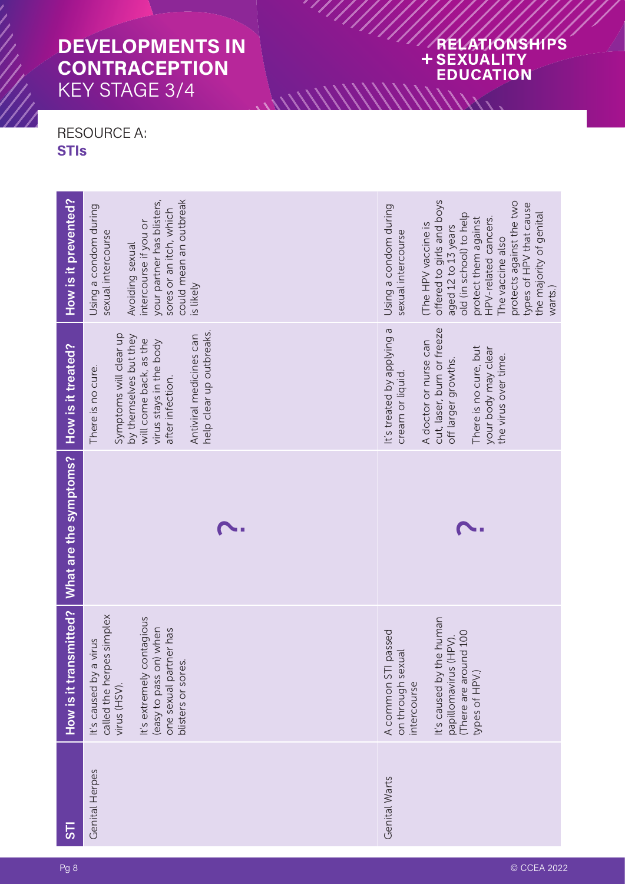# DEVELOPMENTS IN CONTRACEPTION

KEY STAGE 3/4

## RESOURCE A: **STIs**

| STI | How is it transmitted? | What are the symptoms? | How is it treated? | How is it prevented? |
|---|---|---|---|---|
| Genital Herpes | It's caused by a virus called the herpes simplex virus (HSV).<br><br>It's extremely contagious (easy to pass on) when one sexual partner has blisters or sores. | ? | There is no cure.<br><br>Symptoms will clear up by themselves but they will come back, as the virus stays in the body after infection.<br><br>Antiviral medicines can help clear up outbreaks. | Using a condom during sexual intercourse<br><br>Avoiding sexual intercourse if you or your partner has blisters, sores or an itch, which could mean an outbreak is likely |
| Genital Warts | A common STI passed on through sexual intercourse<br><br>It's caused by the human papillomavirus (HPV). (There are around 100 types of HPV.) | ? | It's treated by applying a cream or liquid.<br><br>A doctor or nurse can cut, laser, burn or freeze off larger growths.<br><br>There is no cure, but your body may clear the virus over time. | Using a condom during sexual intercourse<br><br>(The HPV vaccine is offered to girls and boys aged 12 to 13 years old (in school) to help protect them against HPV-related cancers. The vaccine also protects against the two types of HPV that cause the majority of genital warts.) |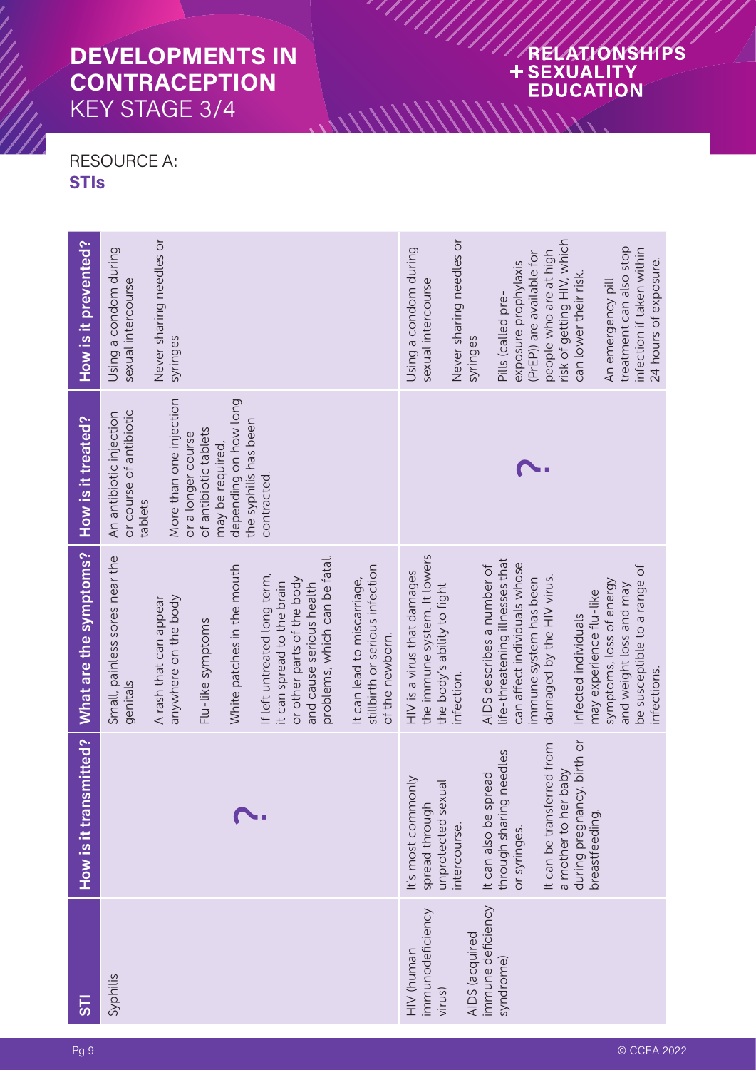# DEVELOPMENTS IN CONTRACEPTION
KEY STAGE 3/4

RELATIONSHIPS + SEXUALITY EDUCATION

## RESOURCE A:
## STIs

| STI | How is it transmitted? | What are the symptoms? | How is it treated? | How is it prevented? |
|---|---|---|---|---|
| Syphilis | ? | Small, painless sores near the genitals<br><br>A rash that can appear anywhere on the body<br><br>Flu-like symptoms<br><br>White patches in the mouth<br><br>If left untreated long term, it can spread to the brain or other parts of the body and cause serious health problems, which can be fatal.<br><br>It can lead to miscarriage, stillbirth or serious infection of the newborn. | An antibiotic injection or course of antibiotic tablets<br><br>More than one injection or a longer course of antibiotic tablets may be required, depending on how long the syphilis has been contracted. | Using a condom during sexual intercourse<br><br>Never sharing needles or syringes |
| HIV (human immunodeficiency virus)<br><br>AIDS (acquired immune deficiency syndrome) | It's most commonly spread through unprotected sexual intercourse.<br><br>It can also be spread through sharing needles or syringes.<br><br>It can be transferred from a mother to her baby during pregnancy, birth or breastfeeding. | HIV is a virus that damages the immune system. It lowers the body's ability to fight infection.<br><br>AIDS describes a number of life-threatening illnesses that can affect individuals whose immune system has been damaged by the HIV virus.<br><br>Infected individuals may experience flu-like symptoms, loss of energy and weight loss and may be susceptible to a range of infections. | ? | Using a condom during sexual intercourse<br><br>Never sharing needles or syringes<br><br>Pills (called pre-exposure prophylaxis (PrEP)) are available for people who are at high risk of getting HIV, which can lower their risk.<br><br>An emergency pill treatment can also stop infection if taken within 24 hours of exposure. |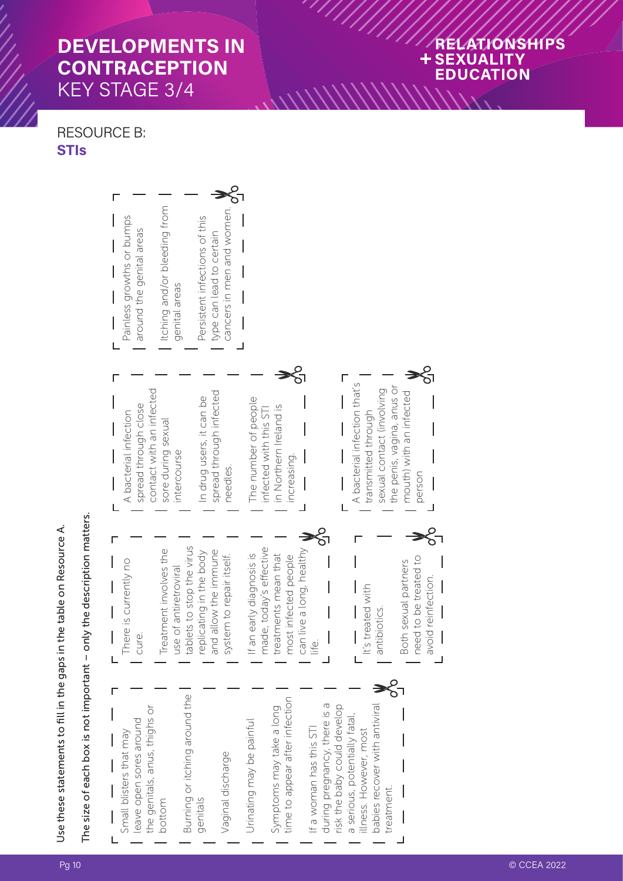# DEVELOPMENTS IN CONTRACEPTION
KEY STAGE 3/4

RELATIONSHIPS + SEXUALITY EDUCATION

## RESOURCE B: **STIs**

**Use these statements to fill in the gaps in the table on Resource A.**

**The size of each box is not important – only the description matters.**

- Small blisters that may leave open sores around the genitals, anus, thighs or bottom
- Burning or itching around the genitals
- Vaginal discharge
- Urinating may be painful
- Symptoms may take a long time to appear after infection
- If a woman has this STI during pregnancy, there is a risk the baby could develop a serious, potentially fatal, illness. However, most babies recover with antiviral treatment.

---

- There is currently no cure.
- Treatment involves the use of antiretroviral tablets to stop the virus replicating in the body and allow the immune system to repair itself.
- If an early diagnosis is made, today's effective treatments mean that most infected people can live a long, healthy life.

---

- It's treated with antibiotics.
- Both sexual partners need to be treated to avoid reinfection.

---

- A bacterial infection spread through close contact with an infected sore during sexual intercourse
- In drug users, it can be spread through infected needles.
- The number of people infected with this STI in Northern Ireland is increasing.

---

- A bacterial infection that's transmitted through sexual contact (involving the penis, vagina, anus or mouth) with an infected person

---

- Painless growths or bumps around the genital areas
- Itching and/or bleeding from genital areas
- Persistent infections of this type can lead to certain cancers in men and women.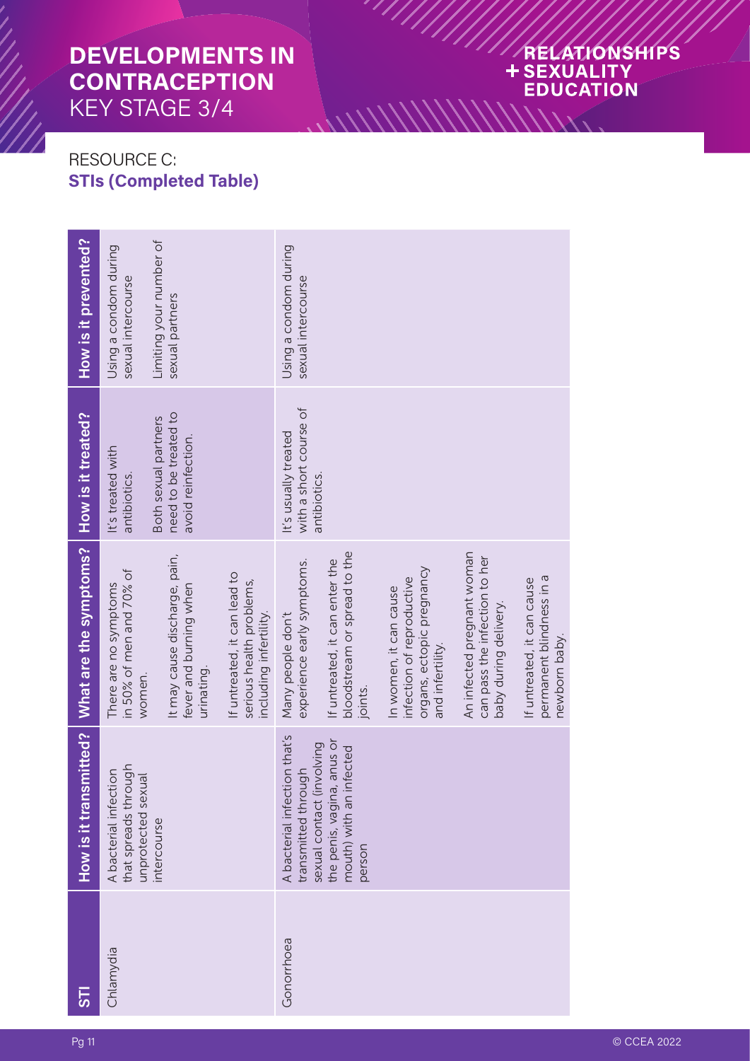# DEVELOPMENTS IN CONTRACEPTION

KEY STAGE 3/4

RELATIONSHIPS + SEXUALITY EDUCATION

## RESOURCE C:

### STIs (Completed Table)

| STI | How is it transmitted? | What are the symptoms? | How is it treated? | How is it prevented? |
|---|---|---|---|---|
| Chlamydia | A bacterial infection that spreads through unprotected sexual intercourse | There are no symptoms in 50% of men and 70% of women.<br><br>It may cause discharge, pain, fever and burning when urinating.<br><br>If untreated, it can lead to serious health problems, including infertility. | It's treated with antibiotics.<br><br>Both sexual partners need to be treated to avoid reinfection. | Using a condom during sexual intercourse<br><br>Limiting your number of sexual partners |
| Gonorrhoea | A bacterial infection that's transmitted through sexual contact (involving the penis, vagina, anus or mouth) with an infected person | Many people don't experience early symptoms.<br><br>If untreated, it can enter the bloodstream or spread to the joints.<br><br>In women, it can cause infection of reproductive organs, ectopic pregnancy and infertility.<br><br>An infected pregnant woman can pass the infection to her baby during delivery.<br><br>If untreated, it can cause permanent blindness in a newborn baby. | It's usually treated with a short course of antibiotics. | Using a condom during sexual intercourse |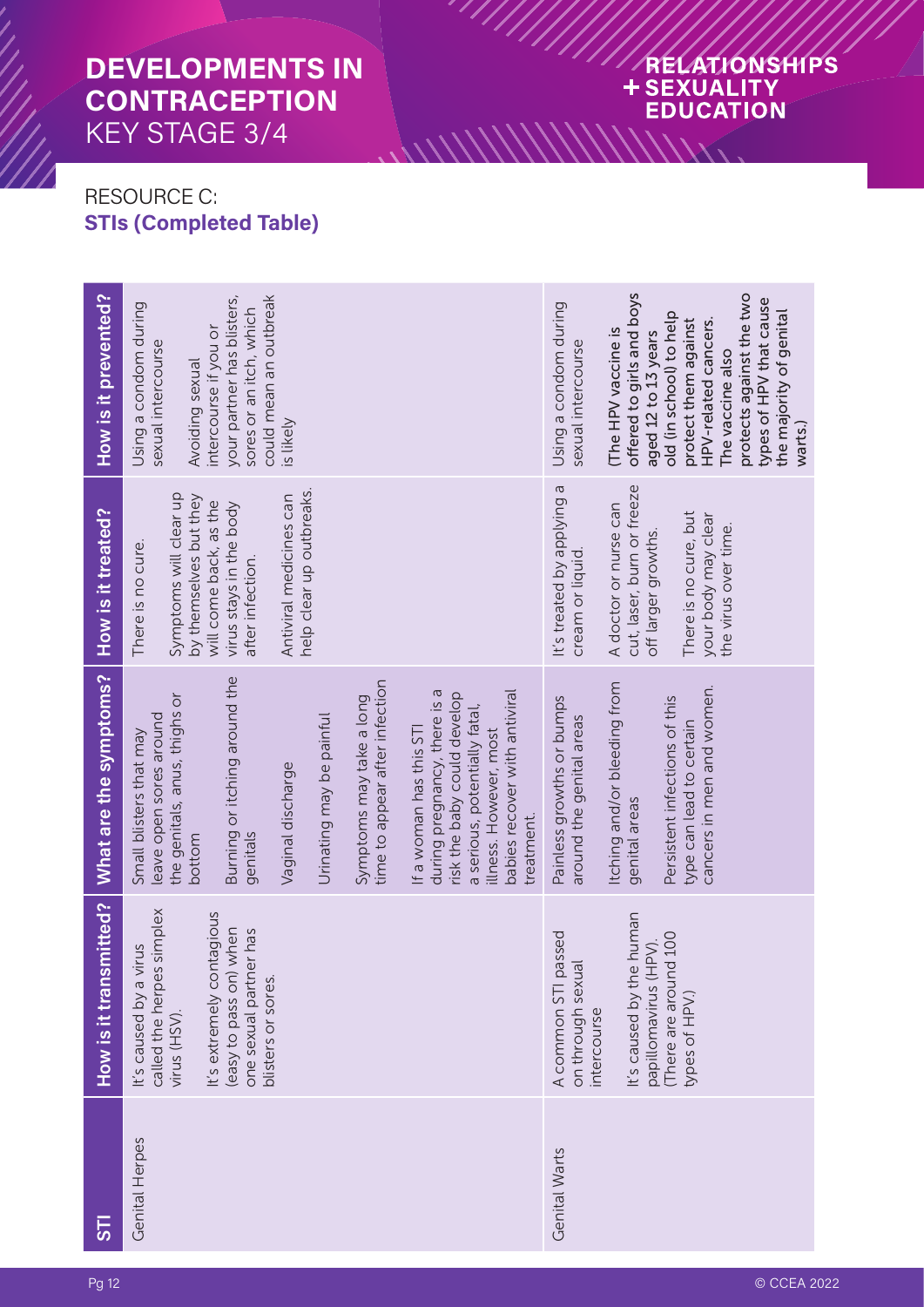# DEVELOPMENTS IN CONTRACEPTION
KEY STAGE 3/4

RELATIONSHIPS + SEXUALITY EDUCATION

## RESOURCE C:
## STIs (Completed Table)

| STI | How is it transmitted? | What are the symptoms? | How is it treated? | How is it prevented? |
|---|---|---|---|---|
| Genital Herpes | It's caused by a virus called the herpes simplex virus (HSV).<br><br>It's extremely contagious (easy to pass on) when one sexual partner has blisters or sores. | Small blisters that may leave open sores around the genitals, anus, thighs or bottom<br><br>Burning or itching around the genitals<br><br>Vaginal discharge<br><br>Urinating may be painful<br><br>Symptoms may take a long time to appear after infection<br><br>If a woman has this STI during pregnancy, there is a risk the baby could develop a serious, potentially fatal, illness. However, most babies recover with antiviral treatment. | There is no cure.<br><br>Symptoms will clear up by themselves but they will come back, as the virus stays in the body after infection.<br><br>Antiviral medicines can help clear up outbreaks. | Using a condom during sexual intercourse<br><br>Avoiding sexual intercourse if you or your partner has blisters, sores or an itch, which could mean an outbreak is likely |
| Genital Warts | A common STI passed on through sexual intercourse<br><br>It's caused by the human papillomavirus (HPV). (There are around 100 types of HPV.) | Painless growths or bumps around the genital areas<br><br>Itching and/or bleeding from genital areas<br><br>Persistent infections of this type can lead to certain cancers in men and women. | It's treated by applying a cream or liquid.<br><br>A doctor or nurse can cut, laser, burn or freeze off larger growths.<br><br>There is no cure, but your body may clear the virus over time. | Using a condom during sexual intercourse<br><br>(The HPV vaccine is offered to girls and boys aged 12 to 13 years old (in school) to help protect them against HPV-related cancers. The vaccine also protects against the two types of HPV that cause the majority of genital warts.) |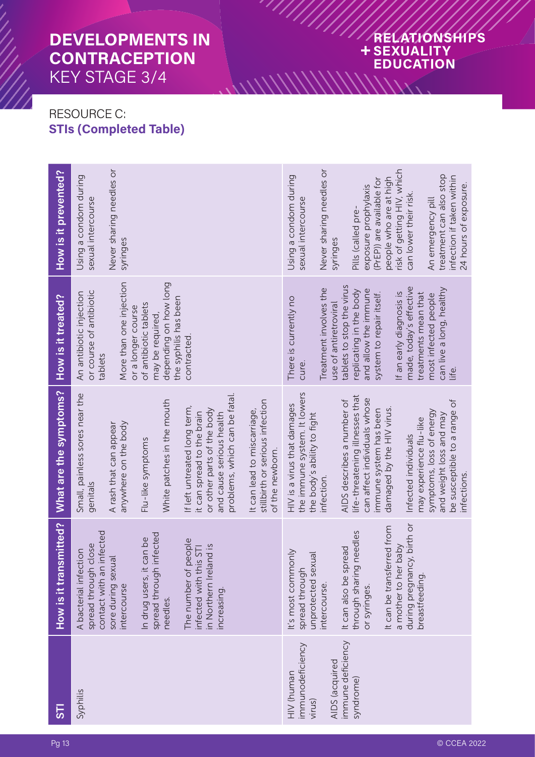# DEVELOPMENTS IN CONTRACEPTION
KEY STAGE 3/4

RELATIONSHIPS + SEXUALITY EDUCATION

## RESOURCE C:
**STIs (Completed Table)**

| STI | How is it transmitted? | What are the symptoms? | How is it treated? | How is it prevented? |
|---|---|---|---|---|
| Syphilis | A bacterial infection spread through close contact with an infected sore during sexual intercourse<br><br>In drug users, it can be spread through infected needles.<br><br>The number of people infected with this STI in Northern Ireland is increasing. | Small, painless sores near the genitals<br><br>A rash that can appear anywhere on the body<br><br>Flu-like symptoms<br><br>White patches in the mouth<br><br>If left untreated long term, it can spread to the brain or other parts of the body and cause serious health problems, which can be fatal.<br><br>It can lead to miscarriage, stillbirth or serious infection of the newborn. | An antibiotic injection or course of antibiotic tablets<br><br>More than one injection or a longer course of antibiotic tablets may be required, depending on how long the syphilis has been contracted. | Using a condom during sexual intercourse<br><br>Never sharing needles or syringes |
| HIV (human immunodeficiency virus)<br><br>AIDS (acquired immune deficiency syndrome) | It's most commonly spread through unprotected sexual intercourse.<br><br>It can also be spread through sharing needles or syringes.<br><br>It can be transferred from a mother to her baby during pregnancy, birth or breastfeeding. | HIV is a virus that damages the immune system. It lowers the body's ability to fight infection.<br><br>AIDS describes a number of life-threatening illnesses that can affect individuals whose immune system has been damaged by the HIV virus.<br><br>Infected individuals may experience flu-like symptoms, loss of energy and weight loss and may be susceptible to a range of infections. | There is currently no cure.<br><br>Treatment involves the use of antiretroviral tablets to stop the virus replicating in the body and allow the immune system to repair itself.<br><br>If an early diagnosis is made, today's effective treatments mean that most infected people can live a long, healthy life. | Using a condom during sexual intercourse<br><br>Never sharing needles or syringes<br><br>Pills (called pre-exposure prophylaxis (PrEP)) are available for people who are at high risk of getting HIV, which can lower their risk.<br><br>An emergency pill treatment can also stop infection if taken within 24 hours of exposure. |